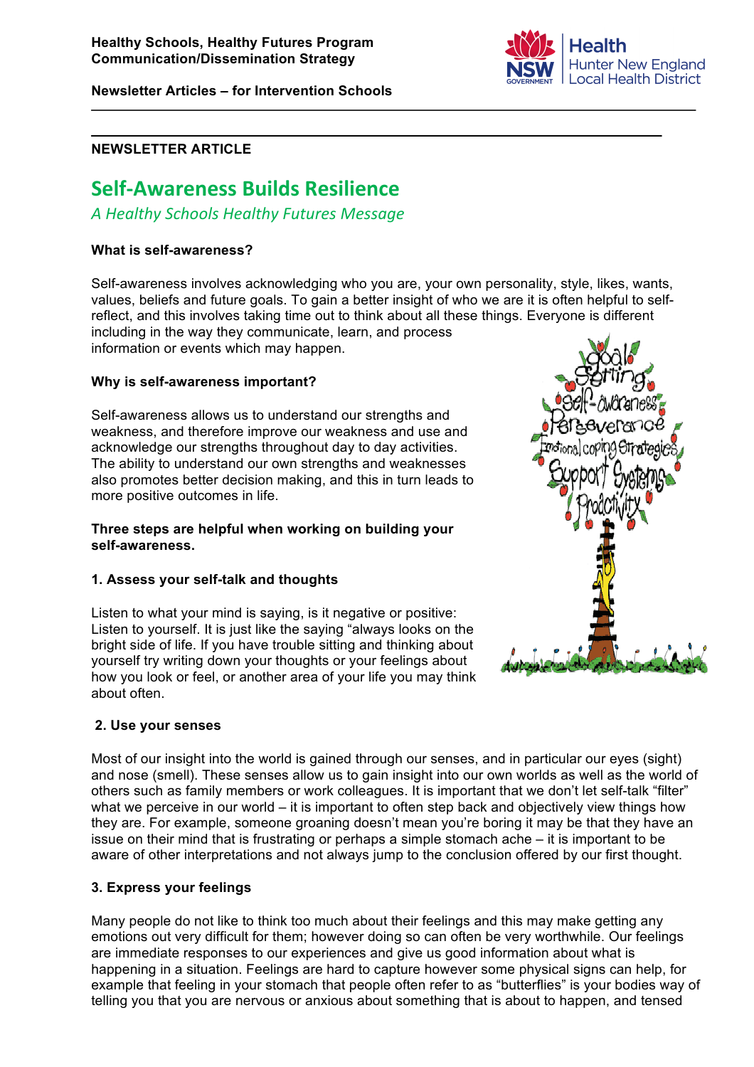**Healthy Schools, Healthy Futures Program**
**Communication/Dissemination Strategy**

**Newsletter Articles – for Intervention Schools**

---

**NEWSLETTER ARTICLE**

# Self-Awareness Builds Resilience

*A Healthy Schools Healthy Futures Message*

**What is self-awareness?**

Self-awareness involves acknowledging who you are, your own personality, style, likes, wants, values, beliefs and future goals. To gain a better insight of who we are it is often helpful to self-reflect, and this involves taking time out to think about all these things. Everyone is different including in the way they communicate, learn, and process information or events which may happen.

**Why is self-awareness important?**

Self-awareness allows us to understand our strengths and weakness, and therefore improve our weakness and use and acknowledge our strengths throughout day to day activities. The ability to understand our own strengths and weaknesses also promotes better decision making, and this in turn leads to more positive outcomes in life.

**Three steps are helpful when working on building your self-awareness.**

**1. Assess your self-talk and thoughts**

Listen to what your mind is saying, is it negative or positive: Listen to yourself. It is just like the saying "always looks on the bright side of life. If you have trouble sitting and thinking about yourself try writing down your thoughts or your feelings about how you look or feel, or another area of your life you may think about often.

**2. Use your senses**

Most of our insight into the world is gained through our senses, and in particular our eyes (sight) and nose (smell). These senses allow us to gain insight into our own worlds as well as the world of others such as family members or work colleagues. It is important that we don't let self-talk "filter" what we perceive in our world – it is important to often step back and objectively view things how they are. For example, someone groaning doesn't mean you're boring it may be that they have an issue on their mind that is frustrating or perhaps a simple stomach ache – it is important to be aware of other interpretations and not always jump to the conclusion offered by our first thought.

**3. Express your feelings**

Many people do not like to think too much about their feelings and this may make getting any emotions out very difficult for them; however doing so can often be very worthwhile. Our feelings are immediate responses to our experiences and give us good information about what is happening in a situation. Feelings are hard to capture however some physical signs can help, for example that feeling in your stomach that people often refer to as "butterflies" is your bodies way of telling you that you are nervous or anxious about something that is about to happen, and tensed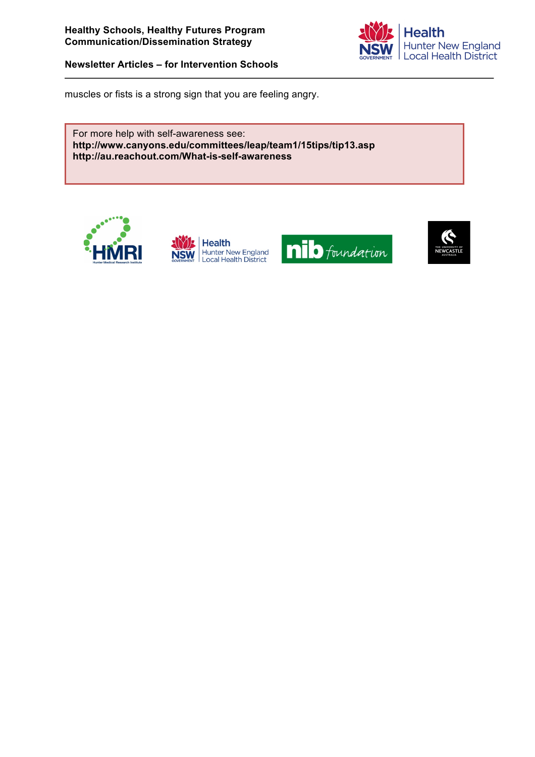muscles or fists is a strong sign that you are feeling angry.

For more help with self-awareness see:
**http://www.canyons.edu/committees/leap/team1/15tips/tip13.asp**
**http://au.reachout.com/What-is-self-awareness**